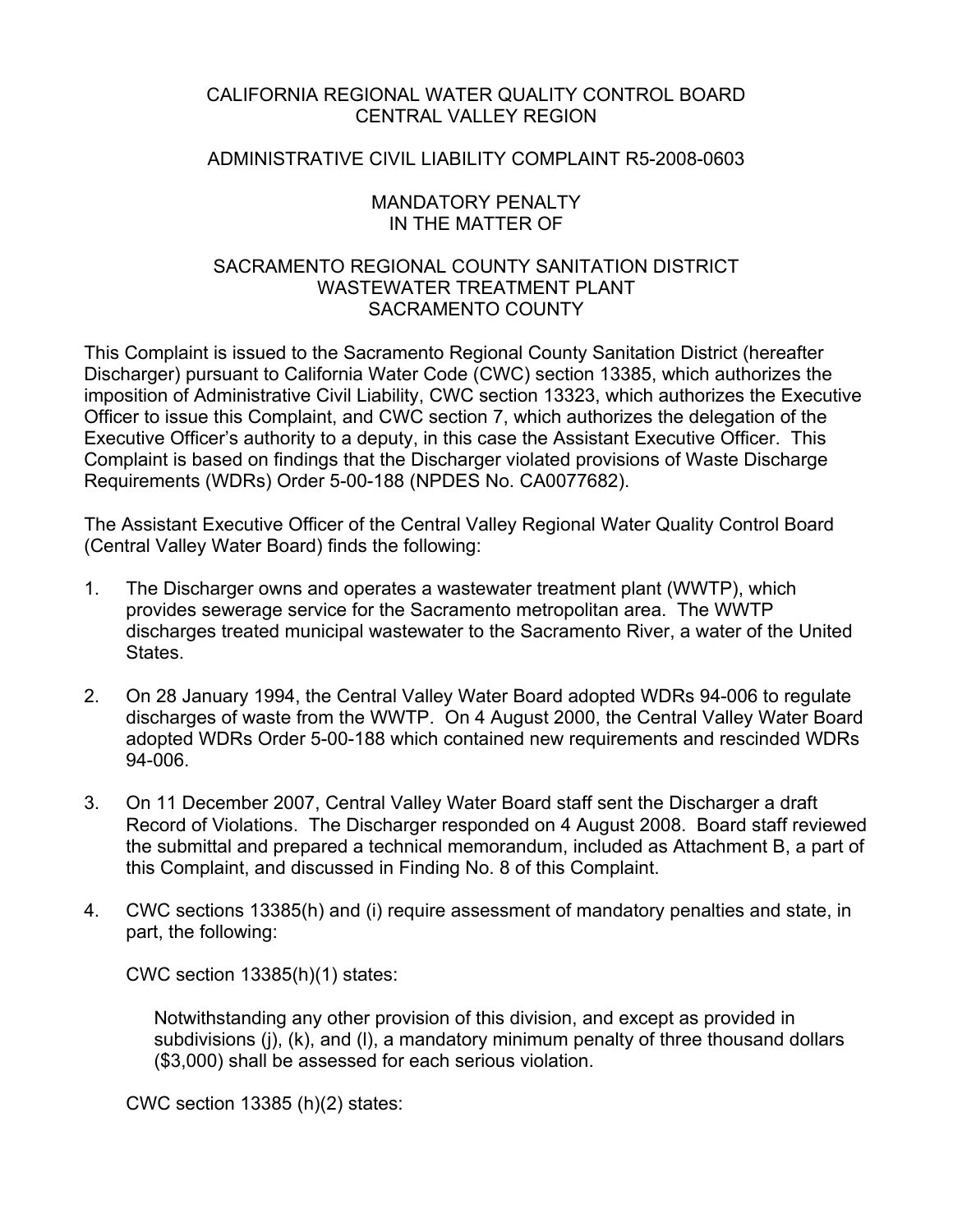CALIFORNIA REGIONAL WATER QUALITY CONTROL BOARD
CENTRAL VALLEY REGION

ADMINISTRATIVE CIVIL LIABILITY COMPLAINT R5-2008-0603

MANDATORY PENALTY
IN THE MATTER OF

SACRAMENTO REGIONAL COUNTY SANITATION DISTRICT
WASTEWATER TREATMENT PLANT
SACRAMENTO COUNTY

This Complaint is issued to the Sacramento Regional County Sanitation District (hereafter Discharger) pursuant to California Water Code (CWC) section 13385, which authorizes the imposition of Administrative Civil Liability, CWC section 13323, which authorizes the Executive Officer to issue this Complaint, and CWC section 7, which authorizes the delegation of the Executive Officer's authority to a deputy, in this case the Assistant Executive Officer. This Complaint is based on findings that the Discharger violated provisions of Waste Discharge Requirements (WDRs) Order 5-00-188 (NPDES No. CA0077682).

The Assistant Executive Officer of the Central Valley Regional Water Quality Control Board (Central Valley Water Board) finds the following:

1. The Discharger owns and operates a wastewater treatment plant (WWTP), which provides sewerage service for the Sacramento metropolitan area. The WWTP discharges treated municipal wastewater to the Sacramento River, a water of the United States.

2. On 28 January 1994, the Central Valley Water Board adopted WDRs 94-006 to regulate discharges of waste from the WWTP. On 4 August 2000, the Central Valley Water Board adopted WDRs Order 5-00-188 which contained new requirements and rescinded WDRs 94-006.

3. On 11 December 2007, Central Valley Water Board staff sent the Discharger a draft Record of Violations. The Discharger responded on 4 August 2008. Board staff reviewed the submittal and prepared a technical memorandum, included as Attachment B, a part of this Complaint, and discussed in Finding No. 8 of this Complaint.

4. CWC sections 13385(h) and (i) require assessment of mandatory penalties and state, in part, the following:

   CWC section 13385(h)(1) states:

   > Notwithstanding any other provision of this division, and except as provided in subdivisions (j), (k), and (l), a mandatory minimum penalty of three thousand dollars ($3,000) shall be assessed for each serious violation.

   CWC section 13385 (h)(2) states: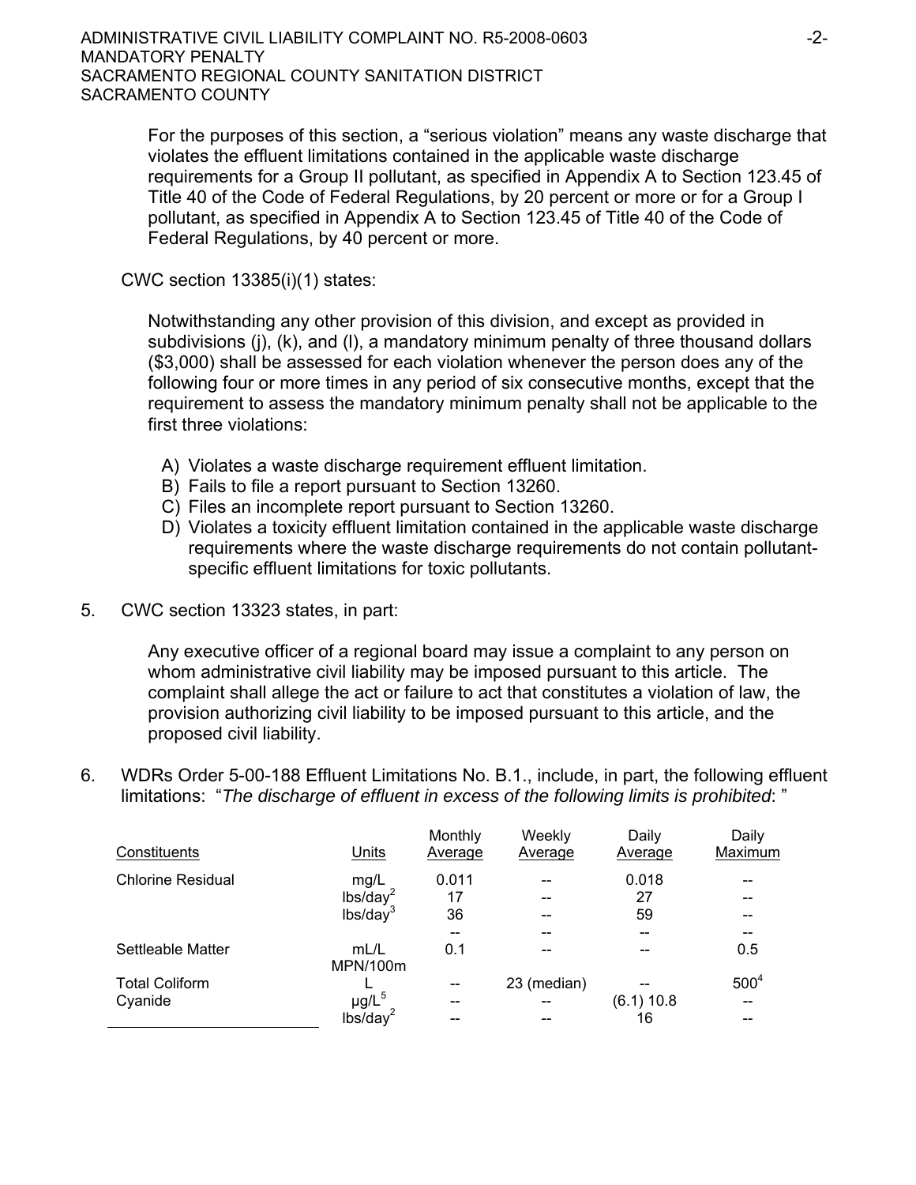For the purposes of this section, a "serious violation" means any waste discharge that violates the effluent limitations contained in the applicable waste discharge requirements for a Group II pollutant, as specified in Appendix A to Section 123.45 of Title 40 of the Code of Federal Regulations, by 20 percent or more or for a Group I pollutant, as specified in Appendix A to Section 123.45 of Title 40 of the Code of Federal Regulations, by 40 percent or more.

CWC section 13385(i)(1) states:

> Notwithstanding any other provision of this division, and except as provided in subdivisions (j), (k), and (l), a mandatory minimum penalty of three thousand dollars ($3,000) shall be assessed for each violation whenever the person does any of the following four or more times in any period of six consecutive months, except that the requirement to assess the mandatory minimum penalty shall not be applicable to the first three violations:
>
> A) Violates a waste discharge requirement effluent limitation.
> B) Fails to file a report pursuant to Section 13260.
> C) Files an incomplete report pursuant to Section 13260.
> D) Violates a toxicity effluent limitation contained in the applicable waste discharge requirements where the waste discharge requirements do not contain pollutant-specific effluent limitations for toxic pollutants.

5. CWC section 13323 states, in part:

> Any executive officer of a regional board may issue a complaint to any person on whom administrative civil liability may be imposed pursuant to this article. The complaint shall allege the act or failure to act that constitutes a violation of law, the provision authorizing civil liability to be imposed pursuant to this article, and the proposed civil liability.

6. WDRs Order 5-00-188 Effluent Limitations No. B.1., include, in part, the following effluent limitations: "*The discharge of effluent in excess of the following limits is prohibited*: "

| Constituents | Units | Monthly Average | Weekly Average | Daily Average | Daily Maximum |
|---|---|---|---|---|---|
| Chlorine Residual | mg/L | 0.011 | -- | 0.018 | -- |
| | lbs/day[2] | 17 | -- | 27 | -- |
| | lbs/day[3] | 36 | -- | 59 | -- |
| | | -- | -- | -- | -- |
| Settleable Matter | mL/L | 0.1 | -- | -- | 0.5 |
| Total Coliform | MPN/100mL | -- | 23 (median) | -- | 500[4] |
| Cyanide | μg/L[5] | -- | -- | (6.1) 10.8 | -- |
| | lbs/day[2] | -- | -- | 16 | -- |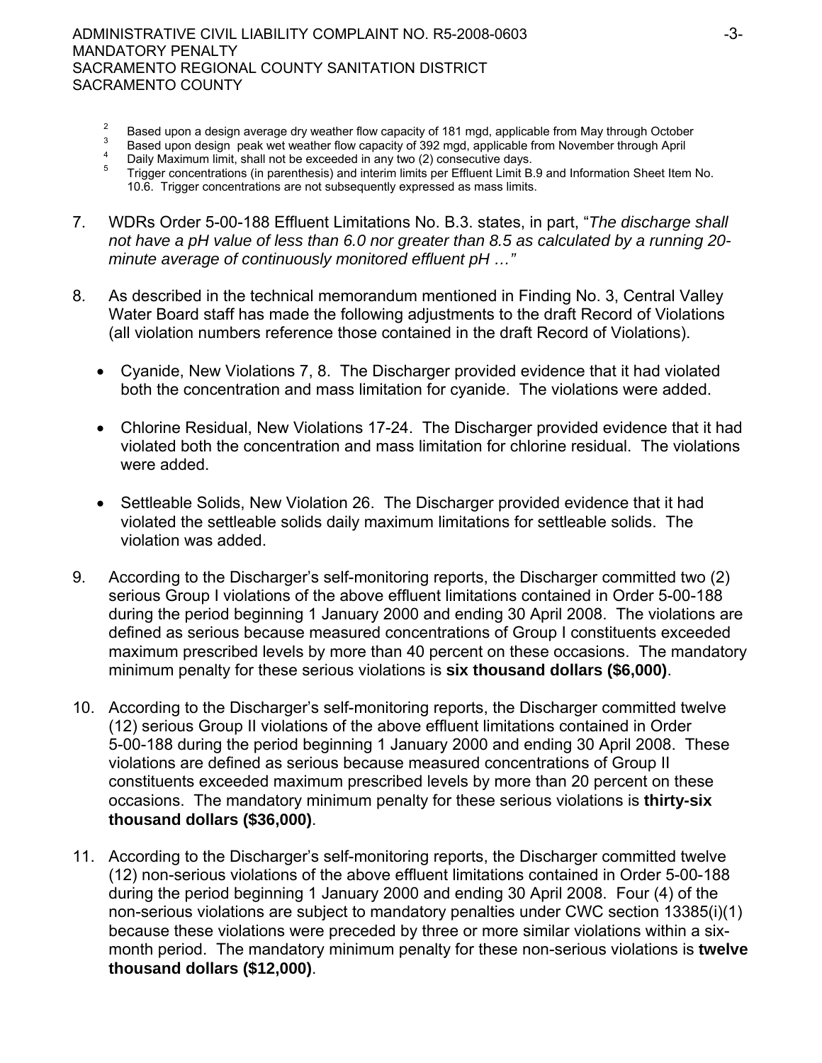[2] Based upon a design average dry weather flow capacity of 181 mgd, applicable from May through October

[3] Based upon design peak wet weather flow capacity of 392 mgd, applicable from November through April

[4] Daily Maximum limit, shall not be exceeded in any two (2) consecutive days.

[5] Trigger concentrations (in parenthesis) and interim limits per Effluent Limit B.9 and Information Sheet Item No. 10.6. Trigger concentrations are not subsequently expressed as mass limits.

7. WDRs Order 5-00-188 Effluent Limitations No. B.3. states, in part, "*The discharge shall not have a pH value of less than 6.0 nor greater than 8.5 as calculated by a running 20-minute average of continuously monitored effluent pH …*"

8. As described in the technical memorandum mentioned in Finding No. 3, Central Valley Water Board staff has made the following adjustments to the draft Record of Violations (all violation numbers reference those contained in the draft Record of Violations).

   - Cyanide, New Violations 7, 8. The Discharger provided evidence that it had violated both the concentration and mass limitation for cyanide. The violations were added.

   - Chlorine Residual, New Violations 17-24. The Discharger provided evidence that it had violated both the concentration and mass limitation for chlorine residual. The violations were added.

   - Settleable Solids, New Violation 26. The Discharger provided evidence that it had violated the settleable solids daily maximum limitations for settleable solids. The violation was added.

9. According to the Discharger's self-monitoring reports, the Discharger committed two (2) serious Group I violations of the above effluent limitations contained in Order 5-00-188 during the period beginning 1 January 2000 and ending 30 April 2008. The violations are defined as serious because measured concentrations of Group I constituents exceeded maximum prescribed levels by more than 40 percent on these occasions. The mandatory minimum penalty for these serious violations is **six thousand dollars ($6,000)**.

10. According to the Discharger's self-monitoring reports, the Discharger committed twelve (12) serious Group II violations of the above effluent limitations contained in Order 5-00-188 during the period beginning 1 January 2000 and ending 30 April 2008. These violations are defined as serious because measured concentrations of Group II constituents exceeded maximum prescribed levels by more than 20 percent on these occasions. The mandatory minimum penalty for these serious violations is **thirty-six thousand dollars ($36,000)**.

11. According to the Discharger's self-monitoring reports, the Discharger committed twelve (12) non-serious violations of the above effluent limitations contained in Order 5-00-188 during the period beginning 1 January 2000 and ending 30 April 2008. Four (4) of the non-serious violations are subject to mandatory penalties under CWC section 13385(i)(1) because these violations were preceded by three or more similar violations within a six-month period. The mandatory minimum penalty for these non-serious violations is **twelve thousand dollars ($12,000)**.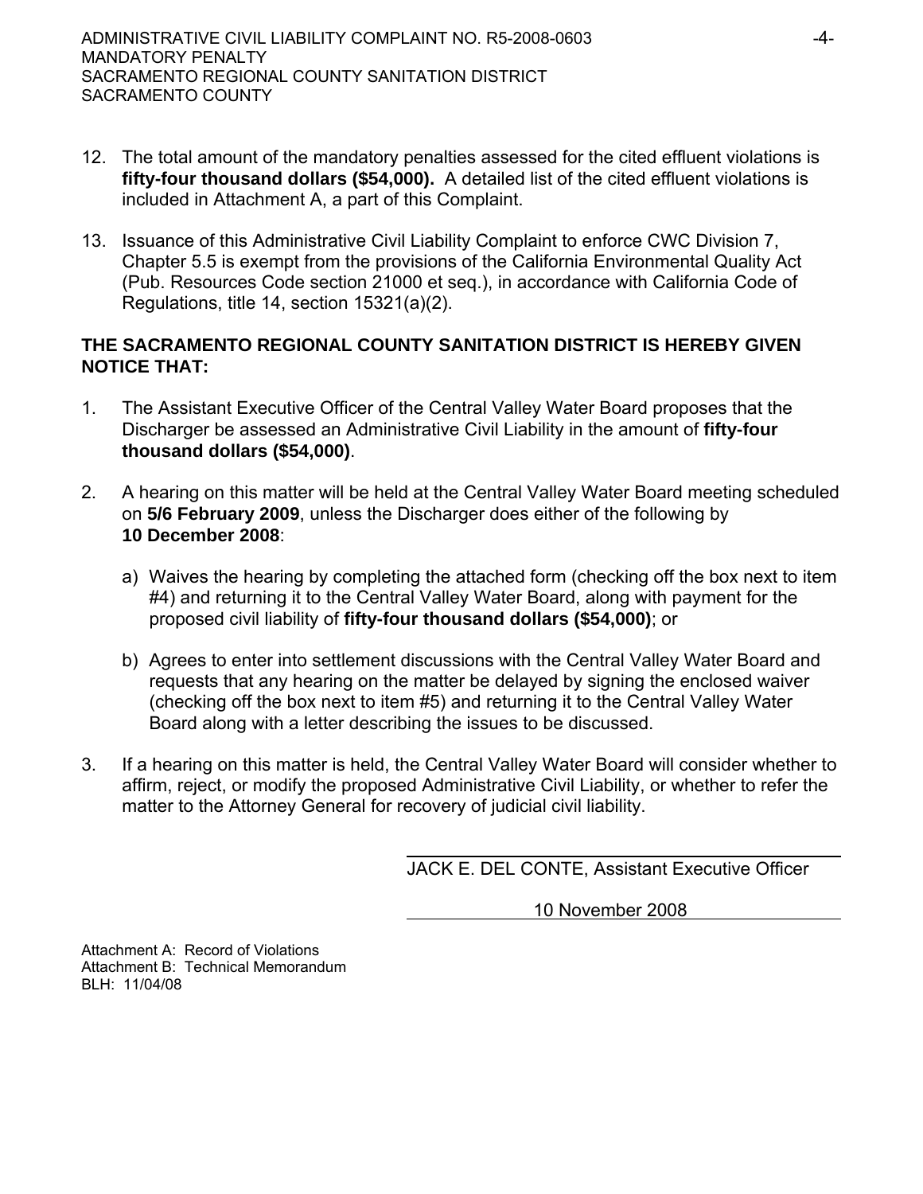12. The total amount of the mandatory penalties assessed for the cited effluent violations is **fifty-four thousand dollars ($54,000).** A detailed list of the cited effluent violations is included in Attachment A, a part of this Complaint.

13. Issuance of this Administrative Civil Liability Complaint to enforce CWC Division 7, Chapter 5.5 is exempt from the provisions of the California Environmental Quality Act (Pub. Resources Code section 21000 et seq.), in accordance with California Code of Regulations, title 14, section 15321(a)(2).

**THE SACRAMENTO REGIONAL COUNTY SANITATION DISTRICT IS HEREBY GIVEN NOTICE THAT:**

1. The Assistant Executive Officer of the Central Valley Water Board proposes that the Discharger be assessed an Administrative Civil Liability in the amount of **fifty-four thousand dollars ($54,000)**.

2. A hearing on this matter will be held at the Central Valley Water Board meeting scheduled on **5/6 February 2009**, unless the Discharger does either of the following by **10 December 2008**:

   a) Waives the hearing by completing the attached form (checking off the box next to item #4) and returning it to the Central Valley Water Board, along with payment for the proposed civil liability of **fifty-four thousand dollars ($54,000)**; or

   b) Agrees to enter into settlement discussions with the Central Valley Water Board and requests that any hearing on the matter be delayed by signing the enclosed waiver (checking off the box next to item #5) and returning it to the Central Valley Water Board along with a letter describing the issues to be discussed.

3. If a hearing on this matter is held, the Central Valley Water Board will consider whether to affirm, reject, or modify the proposed Administrative Civil Liability, or whether to refer the matter to the Attorney General for recovery of judicial civil liability.

JACK E. DEL CONTE, Assistant Executive Officer

10 November 2008

Attachment A: Record of Violations
Attachment B: Technical Memorandum
BLH: 11/04/08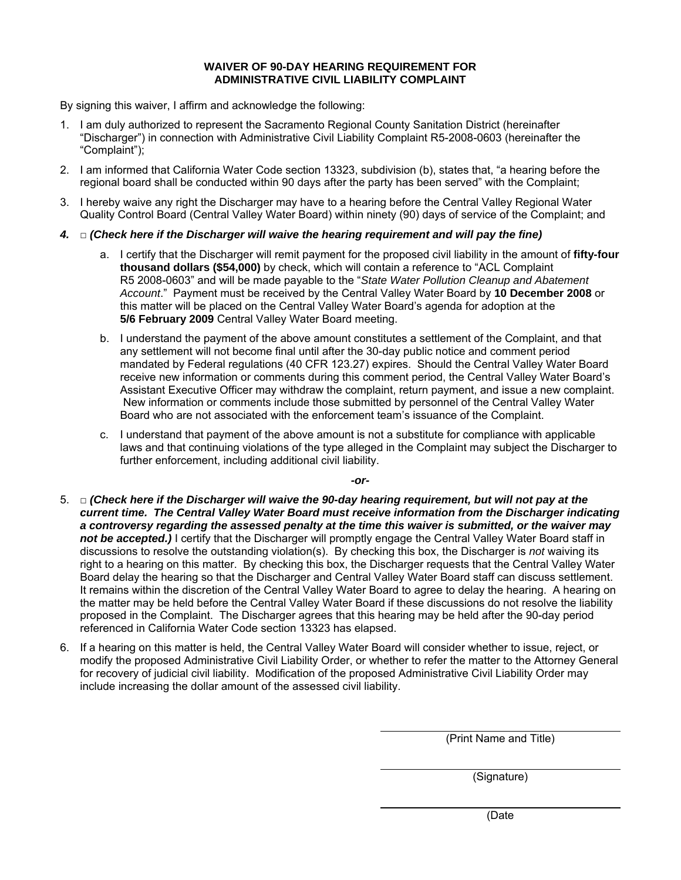**WAIVER OF 90-DAY HEARING REQUIREMENT FOR ADMINISTRATIVE CIVIL LIABILITY COMPLAINT**

By signing this waiver, I affirm and acknowledge the following:

1. I am duly authorized to represent the Sacramento Regional County Sanitation District (hereinafter "Discharger") in connection with Administrative Civil Liability Complaint R5-2008-0603 (hereinafter the "Complaint");
2. I am informed that California Water Code section 13323, subdivision (b), states that, "a hearing before the regional board shall be conducted within 90 days after the party has been served" with the Complaint;
3. I hereby waive any right the Discharger may have to a hearing before the Central Valley Regional Water Quality Control Board (Central Valley Water Board) within ninety (90) days of service of the Complaint; and
4. □ ***(Check here if the Discharger will waive the hearing requirement and will pay the fine)***
   a. I certify that the Discharger will remit payment for the proposed civil liability in the amount of **fifty-four thousand dollars ($54,000)** by check, which will contain a reference to "ACL Complaint R5 2008-0603" and will be made payable to the "*State Water Pollution Cleanup and Abatement Account*." Payment must be received by the Central Valley Water Board by **10 December 2008** or this matter will be placed on the Central Valley Water Board's agenda for adoption at the **5/6 February 2009** Central Valley Water Board meeting.
   b. I understand the payment of the above amount constitutes a settlement of the Complaint, and that any settlement will not become final until after the 30-day public notice and comment period mandated by Federal regulations (40 CFR 123.27) expires. Should the Central Valley Water Board receive new information or comments during this comment period, the Central Valley Water Board's Assistant Executive Officer may withdraw the complaint, return payment, and issue a new complaint. New information or comments include those submitted by personnel of the Central Valley Water Board who are not associated with the enforcement team's issuance of the Complaint.
   c. I understand that payment of the above amount is not a substitute for compliance with applicable laws and that continuing violations of the type alleged in the Complaint may subject the Discharger to further enforcement, including additional civil liability.

***-or-***

5. □ ***(Check here if the Discharger will waive the 90-day hearing requirement, but will not pay at the current time. The Central Valley Water Board must receive information from the Discharger indicating a controversy regarding the assessed penalty at the time this waiver is submitted, or the waiver may not be accepted.)*** I certify that the Discharger will promptly engage the Central Valley Water Board staff in discussions to resolve the outstanding violation(s). By checking this box, the Discharger is *not* waiving its right to a hearing on this matter. By checking this box, the Discharger requests that the Central Valley Water Board delay the hearing so that the Discharger and Central Valley Water Board staff can discuss settlement. It remains within the discretion of the Central Valley Water Board to agree to delay the hearing. A hearing on the matter may be held before the Central Valley Water Board if these discussions do not resolve the liability proposed in the Complaint. The Discharger agrees that this hearing may be held after the 90-day period referenced in California Water Code section 13323 has elapsed.
6. If a hearing on this matter is held, the Central Valley Water Board will consider whether to issue, reject, or modify the proposed Administrative Civil Liability Order, or whether to refer the matter to the Attorney General for recovery of judicial civil liability. Modification of the proposed Administrative Civil Liability Order may include increasing the dollar amount of the assessed civil liability.

______________________________
(Print Name and Title)

______________________________
(Signature)

______________________________
(Date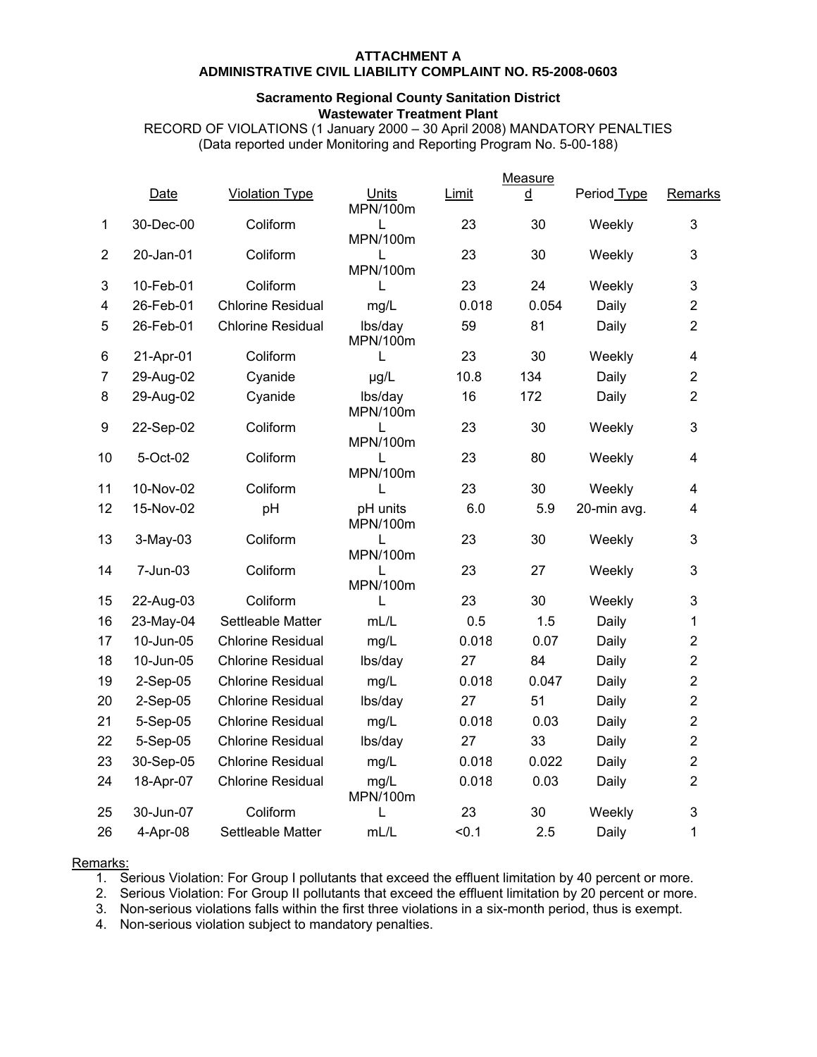**ATTACHMENT A**
**ADMINISTRATIVE CIVIL LIABILITY COMPLAINT NO. R5-2008-0603**

**Sacramento Regional County Sanitation District**
**Wastewater Treatment Plant**
RECORD OF VIOLATIONS (1 January 2000 – 30 April 2008) MANDATORY PENALTIES
(Data reported under Monitoring and Reporting Program No. 5-00-188)

| | Date | Violation Type | Units | Limit | Measured | Period Type | Remarks |
|---|---|---|---|---|---|---|---|
| 1 | 30-Dec-00 | Coliform | MPN/100mL | 23 | 30 | Weekly | 3 |
| 2 | 20-Jan-01 | Coliform | MPN/100mL | 23 | 30 | Weekly | 3 |
| 3 | 10-Feb-01 | Coliform | MPN/100mL | 23 | 24 | Weekly | 3 |
| 4 | 26-Feb-01 | Chlorine Residual | mg/L | 0.018 | 0.054 | Daily | 2 |
| 5 | 26-Feb-01 | Chlorine Residual | lbs/day | 59 | 81 | Daily | 2 |
| 6 | 21-Apr-01 | Coliform | MPN/100mL | 23 | 30 | Weekly | 4 |
| 7 | 29-Aug-02 | Cyanide | µg/L | 10.8 | 134 | Daily | 2 |
| 8 | 29-Aug-02 | Cyanide | lbs/day | 16 | 172 | Daily | 2 |
| 9 | 22-Sep-02 | Coliform | MPN/100mL | 23 | 30 | Weekly | 3 |
| 10 | 5-Oct-02 | Coliform | MPN/100mL | 23 | 80 | Weekly | 4 |
| 11 | 10-Nov-02 | Coliform | MPN/100mL | 23 | 30 | Weekly | 4 |
| 12 | 15-Nov-02 | pH | pH units | 6.0 | 5.9 | 20-min avg. | 4 |
| 13 | 3-May-03 | Coliform | MPN/100mL | 23 | 30 | Weekly | 3 |
| 14 | 7-Jun-03 | Coliform | MPN/100mL | 23 | 27 | Weekly | 3 |
| 15 | 22-Aug-03 | Coliform | MPN/100mL | 23 | 30 | Weekly | 3 |
| 16 | 23-May-04 | Settleable Matter | mL/L | 0.5 | 1.5 | Daily | 1 |
| 17 | 10-Jun-05 | Chlorine Residual | mg/L | 0.018 | 0.07 | Daily | 2 |
| 18 | 10-Jun-05 | Chlorine Residual | lbs/day | 27 | 84 | Daily | 2 |
| 19 | 2-Sep-05 | Chlorine Residual | mg/L | 0.018 | 0.047 | Daily | 2 |
| 20 | 2-Sep-05 | Chlorine Residual | lbs/day | 27 | 51 | Daily | 2 |
| 21 | 5-Sep-05 | Chlorine Residual | mg/L | 0.018 | 0.03 | Daily | 2 |
| 22 | 5-Sep-05 | Chlorine Residual | lbs/day | 27 | 33 | Daily | 2 |
| 23 | 30-Sep-05 | Chlorine Residual | mg/L | 0.018 | 0.022 | Daily | 2 |
| 24 | 18-Apr-07 | Chlorine Residual | mg/L | 0.018 | 0.03 | Daily | 2 |
| 25 | 30-Jun-07 | Coliform | MPN/100mL | 23 | 30 | Weekly | 3 |
| 26 | 4-Apr-08 | Settleable Matter | mL/L | <0.1 | 2.5 | Daily | 1 |

Remarks:

1. Serious Violation: For Group I pollutants that exceed the effluent limitation by 40 percent or more.
2. Serious Violation: For Group II pollutants that exceed the effluent limitation by 20 percent or more.
3. Non-serious violations falls within the first three violations in a six-month period, thus is exempt.
4. Non-serious violation subject to mandatory penalties.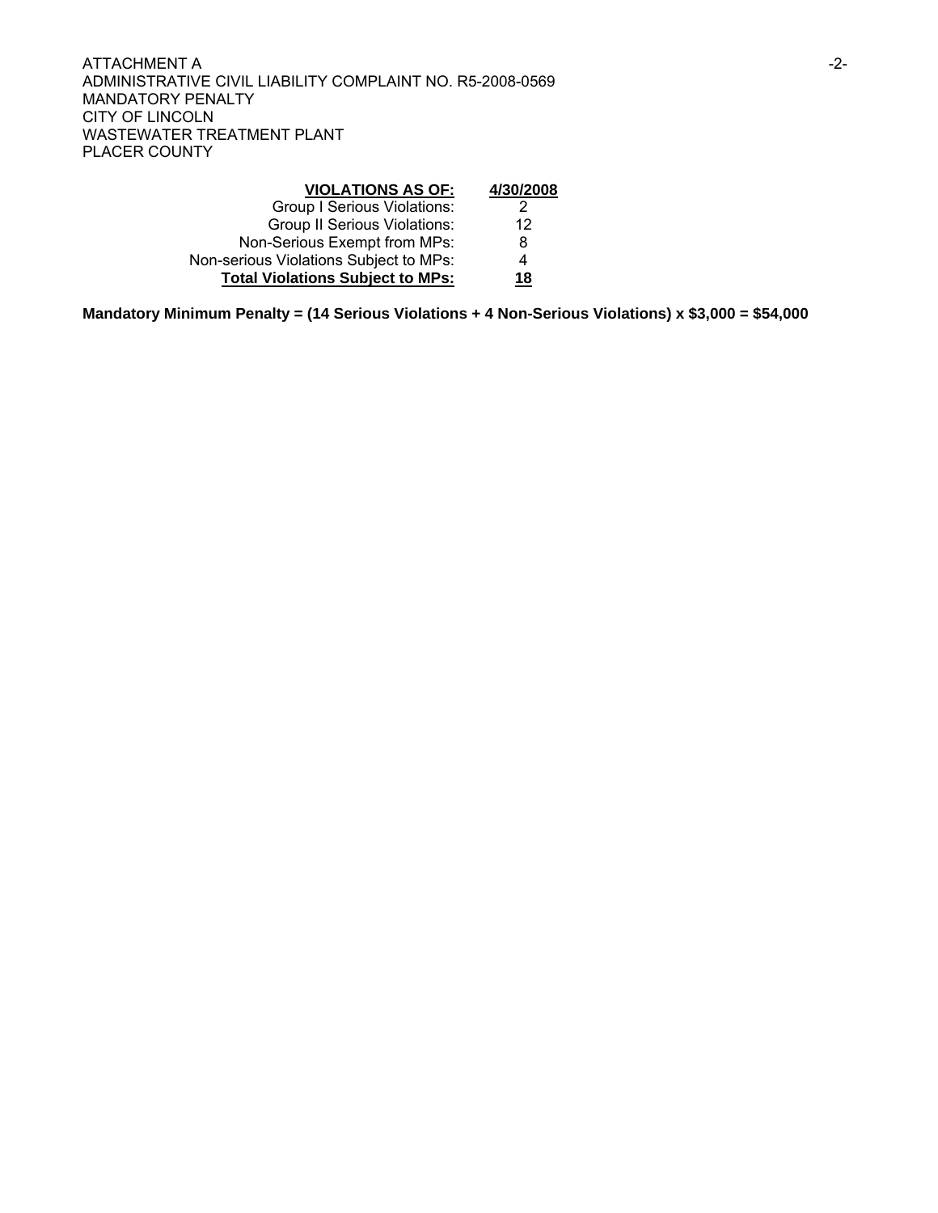| **VIOLATIONS AS OF:** | **4/30/2008** |
|---|---|
| Group I Serious Violations: | 2 |
| Group II Serious Violations: | 12 |
| Non-Serious Exempt from MPs: | 8 |
| Non-serious Violations Subject to MPs: | 4 |
| **Total Violations Subject to MPs:** | **18** |

**Mandatory Minimum Penalty = (14 Serious Violations + 4 Non-Serious Violations) x $3,000 = $54,000**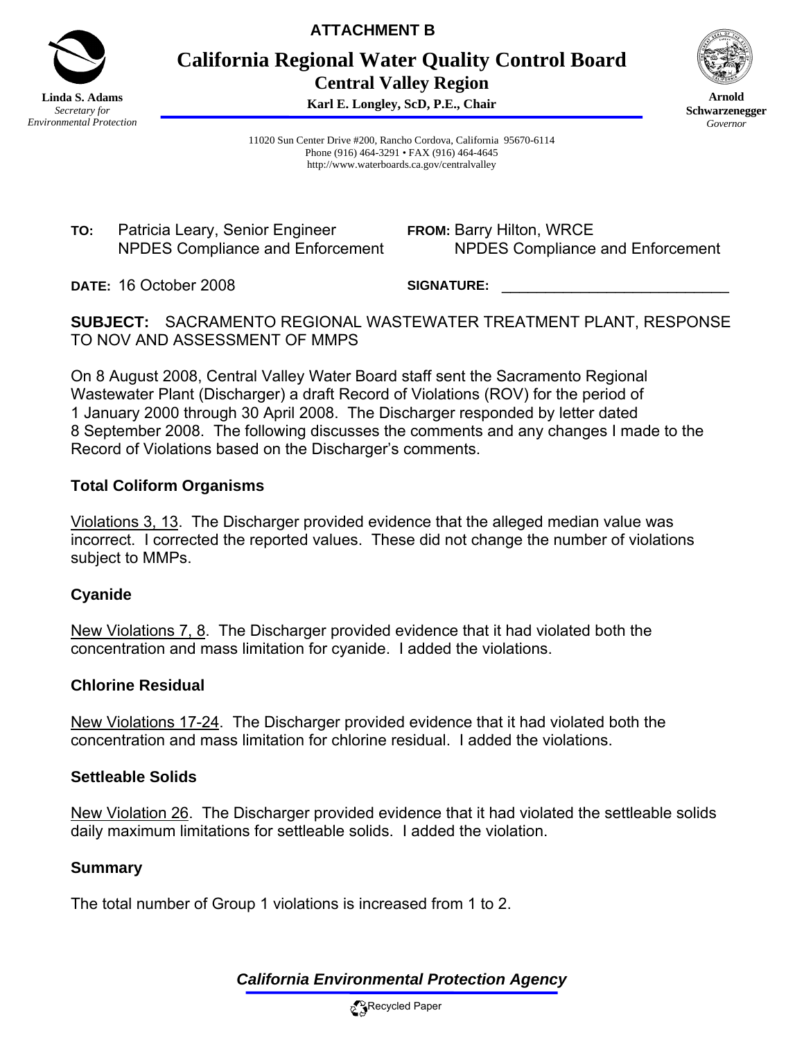**ATTACHMENT B**

# California Regional Water Quality Control Board
## Central Valley Region

**Karl E. Longley, ScD, P.E., Chair**

**Linda S. Adams**
*Secretary for Environmental Protection*

**Arnold Schwarzenegger**
*Governor*

11020 Sun Center Drive #200, Rancho Cordova, California 95670-6114
Phone (916) 464-3291 • FAX (916) 464-4645
http://www.waterboards.ca.gov/centralvalley

**TO:** Patricia Leary, Senior Engineer
NPDES Compliance and Enforcement

**FROM:** Barry Hilton, WRCE
NPDES Compliance and Enforcement

**DATE:** 16 October 2008

**SIGNATURE:** ____________________________

**SUBJECT:** SACRAMENTO REGIONAL WASTEWATER TREATMENT PLANT, RESPONSE TO NOV AND ASSESSMENT OF MMPS

On 8 August 2008, Central Valley Water Board staff sent the Sacramento Regional Wastewater Plant (Discharger) a draft Record of Violations (ROV) for the period of 1 January 2000 through 30 April 2008. The Discharger responded by letter dated 8 September 2008. The following discusses the comments and any changes I made to the Record of Violations based on the Discharger's comments.

### Total Coliform Organisms

Violations 3, 13. The Discharger provided evidence that the alleged median value was incorrect. I corrected the reported values. These did not change the number of violations subject to MMPs.

### Cyanide

New Violations 7, 8. The Discharger provided evidence that it had violated both the concentration and mass limitation for cyanide. I added the violations.

### Chlorine Residual

New Violations 17-24. The Discharger provided evidence that it had violated both the concentration and mass limitation for chlorine residual. I added the violations.

### Settleable Solids

New Violation 26. The Discharger provided evidence that it had violated the settleable solids daily maximum limitations for settleable solids. I added the violation.

### Summary

The total number of Group 1 violations is increased from 1 to 2.

***California Environmental Protection Agency***

Recycled Paper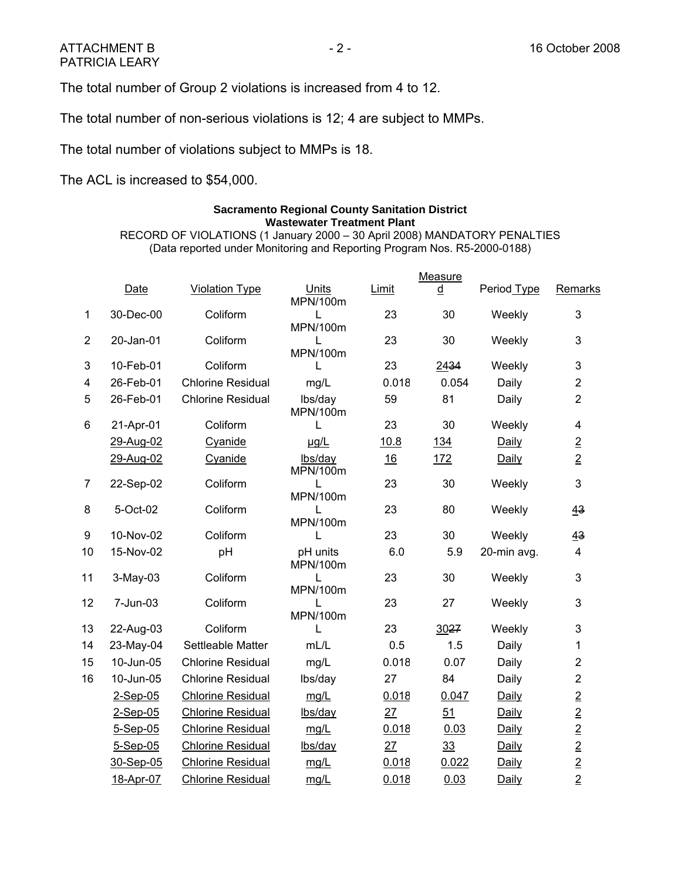ATTACHMENT B
PATRICIA LEARY

The total number of Group 2 violations is increased from 4 to 12.

The total number of non-serious violations is 12; 4 are subject to MMPs.

The total number of violations subject to MMPs is 18.

The ACL is increased to $54,000.

**Sacramento Regional County Sanitation District**
**Wastewater Treatment Plant**
RECORD OF VIOLATIONS (1 January 2000 – 30 April 2008) MANDATORY PENALTIES
(Data reported under Monitoring and Reporting Program Nos. R5-2000-0188)

| | Date | Violation Type | Units | Limit | Measured | Period Type | Remarks |
|---|---|---|---|---|---|---|---|
| 1 | 30-Dec-00 | Coliform | MPN/100mL | 23 | 30 | Weekly | 3 |
| 2 | 20-Jan-01 | Coliform | MPN/100mL | 23 | 30 | Weekly | 3 |
| 3 | 10-Feb-01 | Coliform | MPN/100mL | 23 | ~~34~~ 24 | Weekly | 3 |
| 4 | 26-Feb-01 | Chlorine Residual | mg/L | 0.018 | 0.054 | Daily | 2 |
| 5 | 26-Feb-01 | Chlorine Residual | lbs/day | 59 | 81 | Daily | 2 |
| 6 | 21-Apr-01 | Coliform | MPN/100mL | 23 | 30 | Weekly | 4 |
| | 29-Aug-02 | Cyanide | µg/L | 10.8 | 134 | Daily | 2 |
| | 29-Aug-02 | Cyanide | lbs/day | 16 | 172 | Daily | 2 |
| 7 | 22-Sep-02 | Coliform | MPN/100mL | 23 | 30 | Weekly | 3 |
| 8 | 5-Oct-02 | Coliform | MPN/100mL | 23 | 80 | Weekly | 4 ~~3~~ |
| 9 | 10-Nov-02 | Coliform | MPN/100mL | 23 | 30 | Weekly | 4 ~~3~~ |
| 10 | 15-Nov-02 | pH | pH units | 6.0 | 5.9 | 20-min avg. | 4 |
| 11 | 3-May-03 | Coliform | MPN/100mL | 23 | 30 | Weekly | 3 |
| 12 | 7-Jun-03 | Coliform | MPN/100mL | 23 | 27 | Weekly | 3 |
| 13 | 22-Aug-03 | Coliform | MPN/100mL | 23 | 30 ~~27~~ | Weekly | 3 |
| 14 | 23-May-04 | Settleable Matter | mL/L | 0.5 | 1.5 | Daily | 1 |
| 15 | 10-Jun-05 | Chlorine Residual | mg/L | 0.018 | 0.07 | Daily | 2 |
| 16 | 10-Jun-05 | Chlorine Residual | lbs/day | 27 | 84 | Daily | 2 |
| | 2-Sep-05 | Chlorine Residual | mg/L | 0.018 | 0.047 | Daily | 2 |
| | 2-Sep-05 | Chlorine Residual | lbs/day | 27 | 51 | Daily | 2 |
| | 5-Sep-05 | Chlorine Residual | mg/L | 0.018 | 0.03 | Daily | 2 |
| | 5-Sep-05 | Chlorine Residual | lbs/day | 27 | 33 | Daily | 2 |
| | 30-Sep-05 | Chlorine Residual | mg/L | 0.018 | 0.022 | Daily | 2 |
| | 18-Apr-07 | Chlorine Residual | mg/L | 0.018 | 0.03 | Daily | 2 |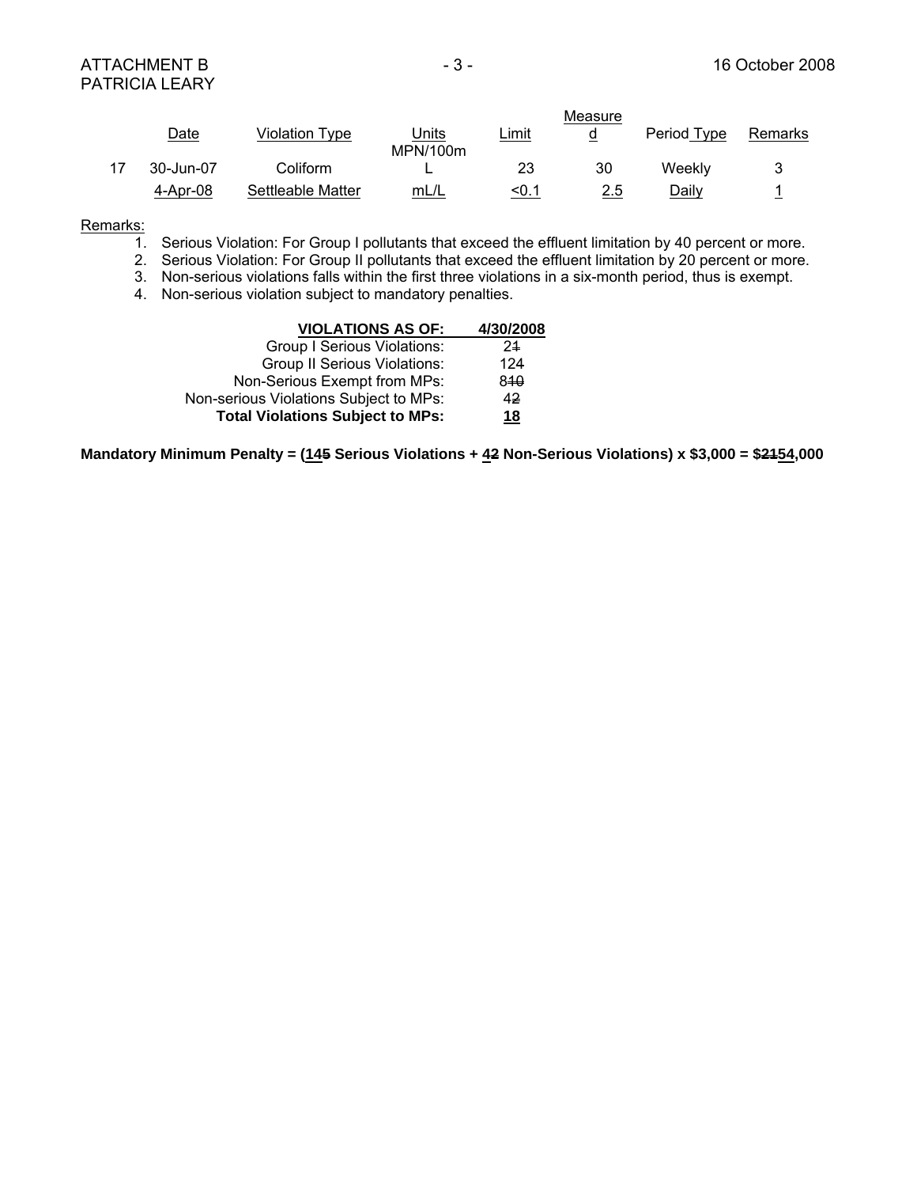| | Date | Violation Type | Units | Limit | Measured | Period Type | Remarks |
|---|---|---|---|---|---|---|---|
| 17 | 30-Jun-07 | Coliform | MPN/100mL | 23 | 30 | Weekly | 3 |
| | 4-Apr-08 | Settleable Matter | mL/L | <0.1 | 2.5 | Daily | 1 |

Remarks:

1. Serious Violation: For Group I pollutants that exceed the effluent limitation by 40 percent or more.
2. Serious Violation: For Group II pollutants that exceed the effluent limitation by 20 percent or more.
3. Non-serious violations falls within the first three violations in a six-month period, thus is exempt.
4. Non-serious violation subject to mandatory penalties.

| **VIOLATIONS AS OF:** | **4/30/2008** |
|---|---|
| Group I Serious Violations: | 2~~1~~ |
| Group II Serious Violations: | 12~~4~~ |
| Non-Serious Exempt from MPs: | 8~~10~~ |
| Non-serious Violations Subject to MPs: | 4~~2~~ |
| **Total Violations Subject to MPs:** | **18** |

**Mandatory Minimum Penalty = (14~~5~~ Serious Violations + 4~~2~~ Non-Serious Violations) x $3,000 = $~~21~~54,000**